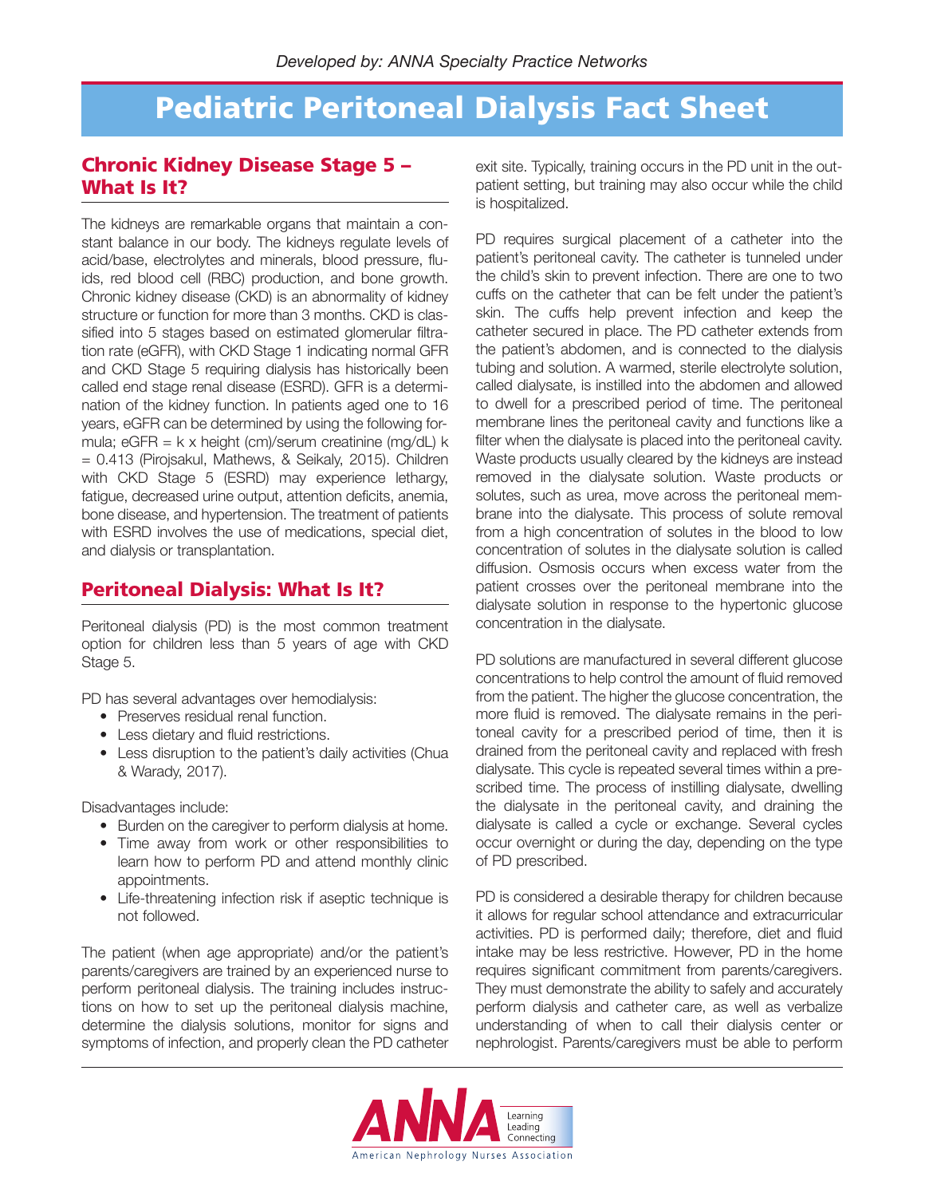*Developed by: ANNA Specialty Practice Networks*

# Pediatric Peritoneal Dialysis Fact Sheet

## Chronic Kidney Disease Stage 5 – What Is It?

The kidneys are remarkable organs that maintain a constant balance in our body. The kidneys regulate levels of acid/base, electrolytes and minerals, blood pressure, fluids, red blood cell (RBC) production, and bone growth. Chronic kidney disease (CKD) is an abnormality of kidney structure or function for more than 3 months. CKD is classified into 5 stages based on estimated glomerular filtration rate (eGFR), with CKD Stage 1 indicating normal GFR and CKD Stage 5 requiring dialysis has historically been called end stage renal disease (ESRD). GFR is a determination of the kidney function. In patients aged one to 16 years, eGFR can be determined by using the following formula; eGFR = k x height (cm)/serum creatinine (mg/dL) k = 0.413 (Pirojsakul, Mathews, & Seikaly, 2015). Children with CKD Stage 5 (ESRD) may experience lethargy, fatigue, decreased urine output, attention deficits, anemia, bone disease, and hypertension. The treatment of patients with ESRD involves the use of medications, special diet, and dialysis or transplantation.

## Peritoneal Dialysis: What Is It?

Peritoneal dialysis (PD) is the most common treatment option for children less than 5 years of age with CKD Stage 5.

PD has several advantages over hemodialysis:

- Preserves residual renal function.
- Less dietary and fluid restrictions.
- Less disruption to the patient's daily activities (Chua & Warady, 2017).

Disadvantages include:

- Burden on the caregiver to perform dialysis at home.
- Time away from work or other responsibilities to learn how to perform PD and attend monthly clinic appointments.
- Life-threatening infection risk if aseptic technique is not followed.

The patient (when age appropriate) and/or the patient's parents/caregivers are trained by an experienced nurse to perform peritoneal dialysis. The training includes instructions on how to set up the peritoneal dialysis machine, determine the dialysis solutions, monitor for signs and symptoms of infection, and properly clean the PD catheter exit site. Typically, training occurs in the PD unit in the outpatient setting, but training may also occur while the child is hospitalized.

PD requires surgical placement of a catheter into the patient's peritoneal cavity. The catheter is tunneled under the child's skin to prevent infection. There are one to two cuffs on the catheter that can be felt under the patient's skin. The cuffs help prevent infection and keep the catheter secured in place. The PD catheter extends from the patient's abdomen, and is connected to the dialysis tubing and solution. A warmed, sterile electrolyte solution, called dialysate, is instilled into the abdomen and allowed to dwell for a prescribed period of time. The peritoneal membrane lines the peritoneal cavity and functions like a filter when the dialysate is placed into the peritoneal cavity. Waste products usually cleared by the kidneys are instead removed in the dialysate solution. Waste products or solutes, such as urea, move across the peritoneal membrane into the dialysate. This process of solute removal from a high concentration of solutes in the blood to low concentration of solutes in the dialysate solution is called diffusion. Osmosis occurs when excess water from the patient crosses over the peritoneal membrane into the dialysate solution in response to the hypertonic glucose concentration in the dialysate.

PD solutions are manufactured in several different glucose concentrations to help control the amount of fluid removed from the patient. The higher the glucose concentration, the more fluid is removed. The dialysate remains in the peritoneal cavity for a prescribed period of time, then it is drained from the peritoneal cavity and replaced with fresh dialysate. This cycle is repeated several times within a prescribed time. The process of instilling dialysate, dwelling the dialysate in the peritoneal cavity, and draining the dialysate is called a cycle or exchange. Several cycles occur overnight or during the day, depending on the type of PD prescribed.

PD is considered a desirable therapy for children because it allows for regular school attendance and extracurricular activities. PD is performed daily; therefore, diet and fluid intake may be less restrictive. However, PD in the home requires significant commitment from parents/caregivers. They must demonstrate the ability to safely and accurately perform dialysis and catheter care, as well as verbalize understanding of when to call their dialysis center or nephrologist. Parents/caregivers must be able to perform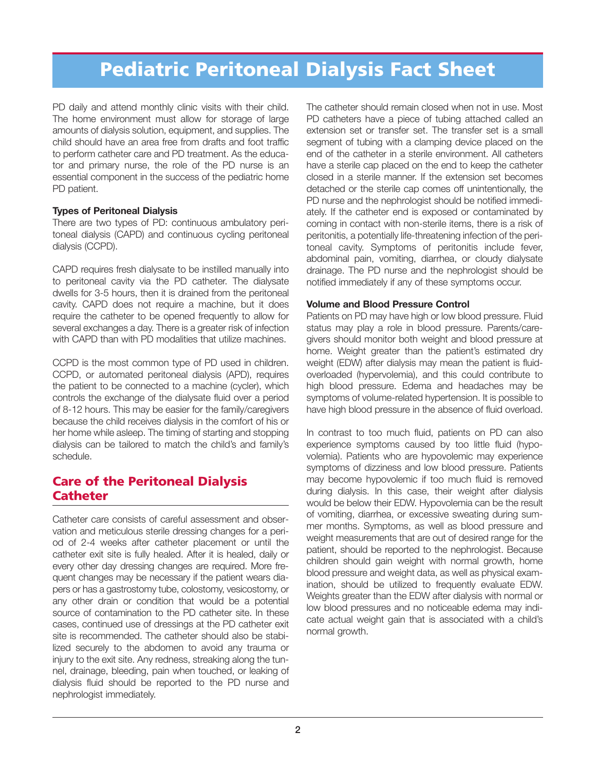# Pediatric Peritoneal Dialysis Fact Sheet

PD daily and attend monthly clinic visits with their child. The home environment must allow for storage of large amounts of dialysis solution, equipment, and supplies. The child should have an area free from drafts and foot traffic to perform catheter care and PD treatment. As the educator and primary nurse, the role of the PD nurse is an essential component in the success of the pediatric home PD patient.

**Types of Peritoneal Dialysis**

There are two types of PD: continuous ambulatory peritoneal dialysis (CAPD) and continuous cycling peritoneal dialysis (CCPD).

CAPD requires fresh dialysate to be instilled manually into to peritoneal cavity via the PD catheter. The dialysate dwells for 3-5 hours, then it is drained from the peritoneal cavity. CAPD does not require a machine, but it does require the catheter to be opened frequently to allow for several exchanges a day. There is a greater risk of infection with CAPD than with PD modalities that utilize machines.

CCPD is the most common type of PD used in children. CCPD, or automated peritoneal dialysis (APD), requires the patient to be connected to a machine (cycler), which controls the exchange of the dialysate fluid over a period of 8-12 hours. This may be easier for the family/caregivers because the child receives dialysis in the comfort of his or her home while asleep. The timing of starting and stopping dialysis can be tailored to match the child's and family's schedule.

## Care of the Peritoneal Dialysis Catheter

Catheter care consists of careful assessment and observation and meticulous sterile dressing changes for a period of 2-4 weeks after catheter placement or until the catheter exit site is fully healed. After it is healed, daily or every other day dressing changes are required. More frequent changes may be necessary if the patient wears diapers or has a gastrostomy tube, colostomy, vesicostomy, or any other drain or condition that would be a potential source of contamination to the PD catheter site. In these cases, continued use of dressings at the PD catheter exit site is recommended. The catheter should also be stabilized securely to the abdomen to avoid any trauma or injury to the exit site. Any redness, streaking along the tunnel, drainage, bleeding, pain when touched, or leaking of dialysis fluid should be reported to the PD nurse and nephrologist immediately.

The catheter should remain closed when not in use. Most PD catheters have a piece of tubing attached called an extension set or transfer set. The transfer set is a small segment of tubing with a clamping device placed on the end of the catheter in a sterile environment. All catheters have a sterile cap placed on the end to keep the catheter closed in a sterile manner. If the extension set becomes detached or the sterile cap comes off unintentionally, the PD nurse and the nephrologist should be notified immediately. If the catheter end is exposed or contaminated by coming in contact with non-sterile items, there is a risk of peritonitis, a potentially life-threatening infection of the peritoneal cavity. Symptoms of peritonitis include fever, abdominal pain, vomiting, diarrhea, or cloudy dialysate drainage. The PD nurse and the nephrologist should be notified immediately if any of these symptoms occur.

**Volume and Blood Pressure Control**

Patients on PD may have high or low blood pressure. Fluid status may play a role in blood pressure. Parents/caregivers should monitor both weight and blood pressure at home. Weight greater than the patient's estimated dry weight (EDW) after dialysis may mean the patient is fluid-overloaded (hypervolemia), and this could contribute to high blood pressure. Edema and headaches may be symptoms of volume-related hypertension. It is possible to have high blood pressure in the absence of fluid overload.

In contrast to too much fluid, patients on PD can also experience symptoms caused by too little fluid (hypovolemia). Patients who are hypovolemic may experience symptoms of dizziness and low blood pressure. Patients may become hypovolemic if too much fluid is removed during dialysis. In this case, their weight after dialysis would be below their EDW. Hypovolemia can be the result of vomiting, diarrhea, or excessive sweating during summer months. Symptoms, as well as blood pressure and weight measurements that are out of desired range for the patient, should be reported to the nephrologist. Because children should gain weight with normal growth, home blood pressure and weight data, as well as physical examination, should be utilized to frequently evaluate EDW. Weights greater than the EDW after dialysis with normal or low blood pressures and no noticeable edema may indicate actual weight gain that is associated with a child's normal growth.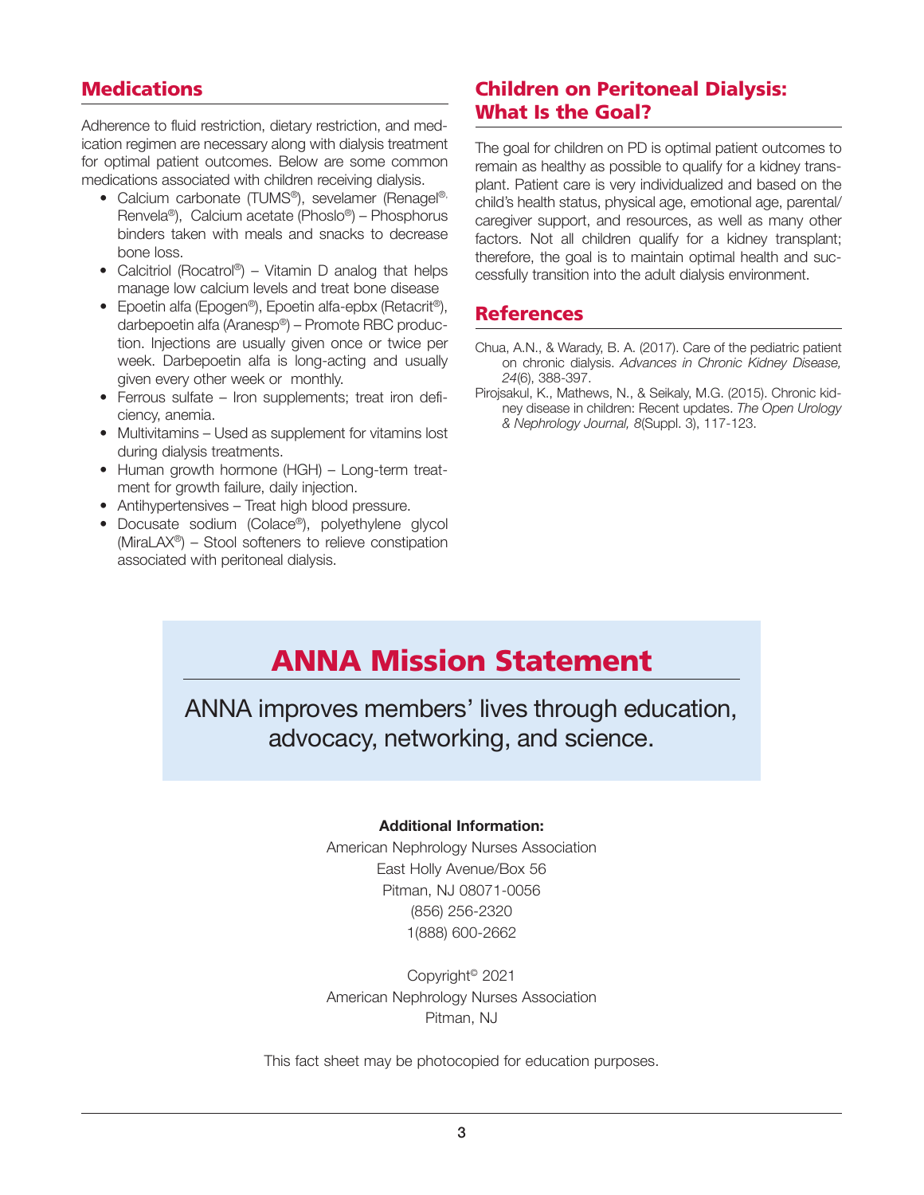## Medications

Adherence to fluid restriction, dietary restriction, and medication regimen are necessary along with dialysis treatment for optimal patient outcomes. Below are some common medications associated with children receiving dialysis.

- Calcium carbonate (TUMS®), sevelamer (Renagel®, Renvela®), Calcium acetate (Phoslo®) – Phosphorus binders taken with meals and snacks to decrease bone loss.
- Calcitriol (Rocatrol®) – Vitamin D analog that helps manage low calcium levels and treat bone disease
- Epoetin alfa (Epogen®), Epoetin alfa-epbx (Retacrit®), darbepoetin alfa (Aranesp®) – Promote RBC production. Injections are usually given once or twice per week. Darbepoetin alfa is long-acting and usually given every other week or monthly.
- Ferrous sulfate – Iron supplements; treat iron deficiency, anemia.
- Multivitamins – Used as supplement for vitamins lost during dialysis treatments.
- Human growth hormone (HGH) – Long-term treatment for growth failure, daily injection.
- Antihypertensives – Treat high blood pressure.
- Docusate sodium (Colace®), polyethylene glycol (MiraLAX®) – Stool softeners to relieve constipation associated with peritoneal dialysis.

## Children on Peritoneal Dialysis: What Is the Goal?

The goal for children on PD is optimal patient outcomes to remain as healthy as possible to qualify for a kidney transplant. Patient care is very individualized and based on the child's health status, physical age, emotional age, parental/caregiver support, and resources, as well as many other factors. Not all children qualify for a kidney transplant; therefore, the goal is to maintain optimal health and successfully transition into the adult dialysis environment.

## References

Chua, A.N., & Warady, B. A. (2017). Care of the pediatric patient on chronic dialysis. *Advances in Chronic Kidney Disease, 24*(6), 388-397.

Pirojsakul, K., Mathews, N., & Seikaly, M.G. (2015). Chronic kidney disease in children: Recent updates. *The Open Urology & Nephrology Journal, 8*(Suppl. 3), 117-123.

## ANNA Mission Statement

ANNA improves members' lives through education, advocacy, networking, and science.

**Additional Information:**

American Nephrology Nurses Association
East Holly Avenue/Box 56
Pitman, NJ 08071-0056
(856) 256-2320
1(888) 600-2662

Copyright© 2021
American Nephrology Nurses Association
Pitman, NJ

This fact sheet may be photocopied for education purposes.